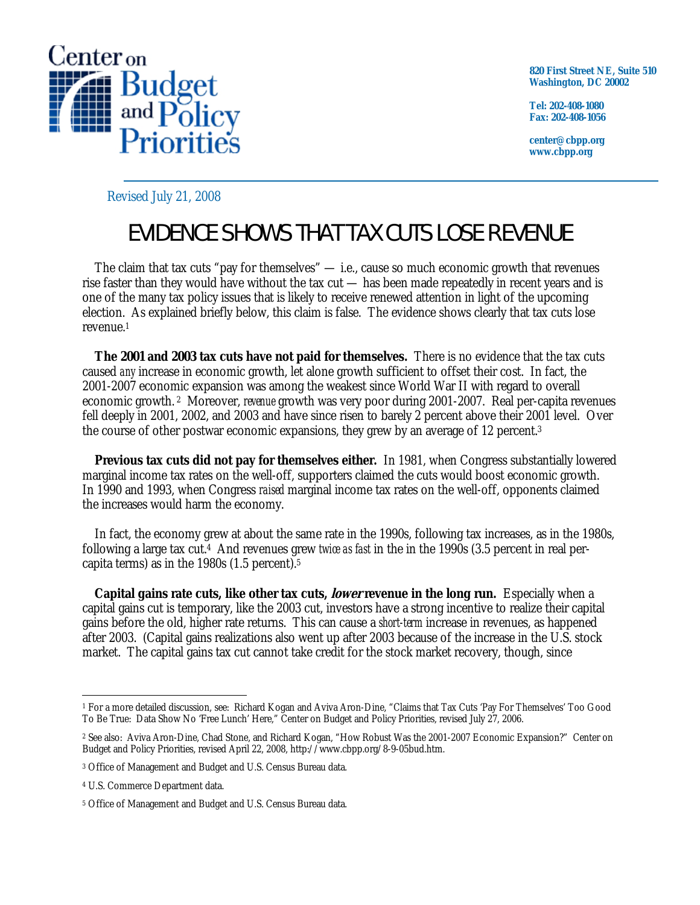Center on Budget and Policy Priorities

820 First Street NE, Suite 510
Washington, DC 20002

Tel: 202-408-1080
Fax: 202-408-1056

center@cbpp.org
www.cbpp.org

Revised July 21, 2008

# EVIDENCE SHOWS THAT TAX CUTS LOSE REVENUE

The claim that tax cuts "pay for themselves" — i.e., cause so much economic growth that revenues rise faster than they would have without the tax cut — has been made repeatedly in recent years and is one of the many tax policy issues that is likely to receive renewed attention in light of the upcoming election. As explained briefly below, this claim is false. The evidence shows clearly that tax cuts lose revenue.[1]

**The 2001 and 2003 tax cuts have not paid for themselves.** There is no evidence that the tax cuts caused *any* increase in economic growth, let alone growth sufficient to offset their cost. In fact, the 2001-2007 economic expansion was among the weakest since World War II with regard to overall economic growth.[2] Moreover, *revenue* growth was very poor during 2001-2007. Real per-capita revenues fell deeply in 2001, 2002, and 2003 and have since risen to barely 2 percent above their 2001 level. Over the course of other postwar economic expansions, they grew by an average of 12 percent.[3]

**Previous tax cuts did not pay for themselves either.** In 1981, when Congress substantially lowered marginal income tax rates on the well-off, supporters claimed the cuts would boost economic growth. In 1990 and 1993, when Congress *raised* marginal income tax rates on the well-off, opponents claimed the increases would harm the economy.

In fact, the economy grew at about the same rate in the 1990s, following tax increases, as in the 1980s, following a large tax cut.[4] And revenues grew *twice as fast* in the in the 1990s (3.5 percent in real per-capita terms) as in the 1980s (1.5 percent).[5]

**Capital gains rate cuts, like other tax cuts, *lower* revenue in the long run.** Especially when a capital gains cut is temporary, like the 2003 cut, investors have a strong incentive to realize their capital gains before the old, higher rate returns. This can cause a *short-term* increase in revenues, as happened after 2003. (Capital gains realizations also went up after 2003 because of the increase in the U.S. stock market. The capital gains tax cut cannot take credit for the stock market recovery, though, since

---

[1] For a more detailed discussion, see: Richard Kogan and Aviva Aron-Dine, "Claims that Tax Cuts 'Pay For Themselves' Too Good To Be True: Data Show No 'Free Lunch' Here," Center on Budget and Policy Priorities, revised July 27, 2006.

[2] See also: Aviva Aron-Dine, Chad Stone, and Richard Kogan, "How Robust Was the 2001-2007 Economic Expansion?" Center on Budget and Policy Priorities, revised April 22, 2008, http://www.cbpp.org/8-9-05bud.htm.

[3] Office of Management and Budget and U.S. Census Bureau data.

[4] U.S. Commerce Department data.

[5] Office of Management and Budget and U.S. Census Bureau data.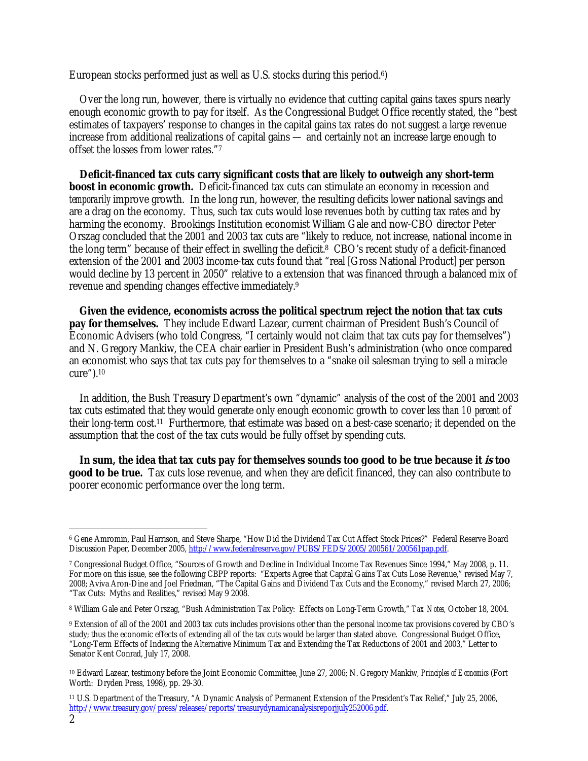European stocks performed just as well as U.S. stocks during this period.[6])

Over the long run, however, there is virtually no evidence that cutting capital gains taxes spurs nearly enough economic growth to pay for itself. As the Congressional Budget Office recently stated, the "best estimates of taxpayers' response to changes in the capital gains tax rates do not suggest a large revenue increase from additional realizations of capital gains — and certainly not an increase large enough to offset the losses from lower rates."[7]

**Deficit-financed tax cuts carry significant costs that are likely to outweigh any short-term boost in economic growth.** Deficit-financed tax cuts can stimulate an economy in recession and *temporarily* improve growth. In the long run, however, the resulting deficits lower national savings and are a drag on the economy. Thus, such tax cuts would lose revenues both by cutting tax rates and by harming the economy. Brookings Institution economist William Gale and now-CBO director Peter Orszag concluded that the 2001 and 2003 tax cuts are "likely to reduce, not increase, national income in the long term" because of their effect in swelling the deficit.[8] CBO's recent study of a deficit-financed extension of the 2001 and 2003 income-tax cuts found that "real [Gross National Product] per person would decline by 13 percent in 2050" relative to a extension that was financed through a balanced mix of revenue and spending changes effective immediately.[9]

**Given the evidence, economists across the political spectrum reject the notion that tax cuts pay for themselves.** They include Edward Lazear, current chairman of President Bush's Council of Economic Advisers (who told Congress, "I certainly would not claim that tax cuts pay for themselves") and N. Gregory Mankiw, the CEA chair earlier in President Bush's administration (who once compared an economist who says that tax cuts pay for themselves to a "snake oil salesman trying to sell a miracle cure").[10]

In addition, the Bush Treasury Department's own "dynamic" analysis of the cost of the 2001 and 2003 tax cuts estimated that they would generate only enough economic growth to cover *less than 10 percent* of their long-term cost.[11] Furthermore, that estimate was based on a best-case scenario; it depended on the assumption that the cost of the tax cuts would be fully offset by spending cuts.

**In sum, the idea that tax cuts pay for themselves sounds too good to be true because it *is* too good to be true.** Tax cuts lose revenue, and when they are deficit financed, they can also contribute to poorer economic performance over the long term.

---

[6] Gene Amromin, Paul Harrison, and Steve Sharpe, "How Did the Dividend Tax Cut Affect Stock Prices?" Federal Reserve Board Discussion Paper, December 2005, http://www.federalreserve.gov/PUBS/FEDS/2005/200561/200561pap.pdf.

[7] Congressional Budget Office, "Sources of Growth and Decline in Individual Income Tax Revenues Since 1994," May 2008, p. 11. For more on this issue, see the following CBPP reports: "Experts Agree that Capital Gains Tax Cuts Lose Revenue," revised May 7, 2008; Aviva Aron-Dine and Joel Friedman, "The Capital Gains and Dividend Tax Cuts and the Economy," revised March 27, 2006; "Tax Cuts: Myths and Realities," revised May 9 2008.

[8] William Gale and Peter Orszag, "Bush Administration Tax Policy: Effects on Long-Term Growth," *Tax Notes,* October 18, 2004.

[9] Extension of all of the 2001 and 2003 tax cuts includes provisions other than the personal income tax provisions covered by CBO's study; thus the economic effects of extending all of the tax cuts would be larger than stated above. Congressional Budget Office, "Long-Term Effects of Indexing the Alternative Minimum Tax and Extending the Tax Reductions of 2001 and 2003," Letter to Senator Kent Conrad, July 17, 2008.

[10] Edward Lazear, testimony before the Joint Economic Committee, June 27, 2006; N. Gregory Mankiw, *Principles of Economics* (Fort Worth: Dryden Press, 1998), pp. 29-30.

[11] U.S. Department of the Treasury, "A Dynamic Analysis of Permanent Extension of the President's Tax Relief," July 25, 2006, http://www.treasury.gov/press/releases/reports/treasurydynamicanalysisreporjjuly252006.pdf.